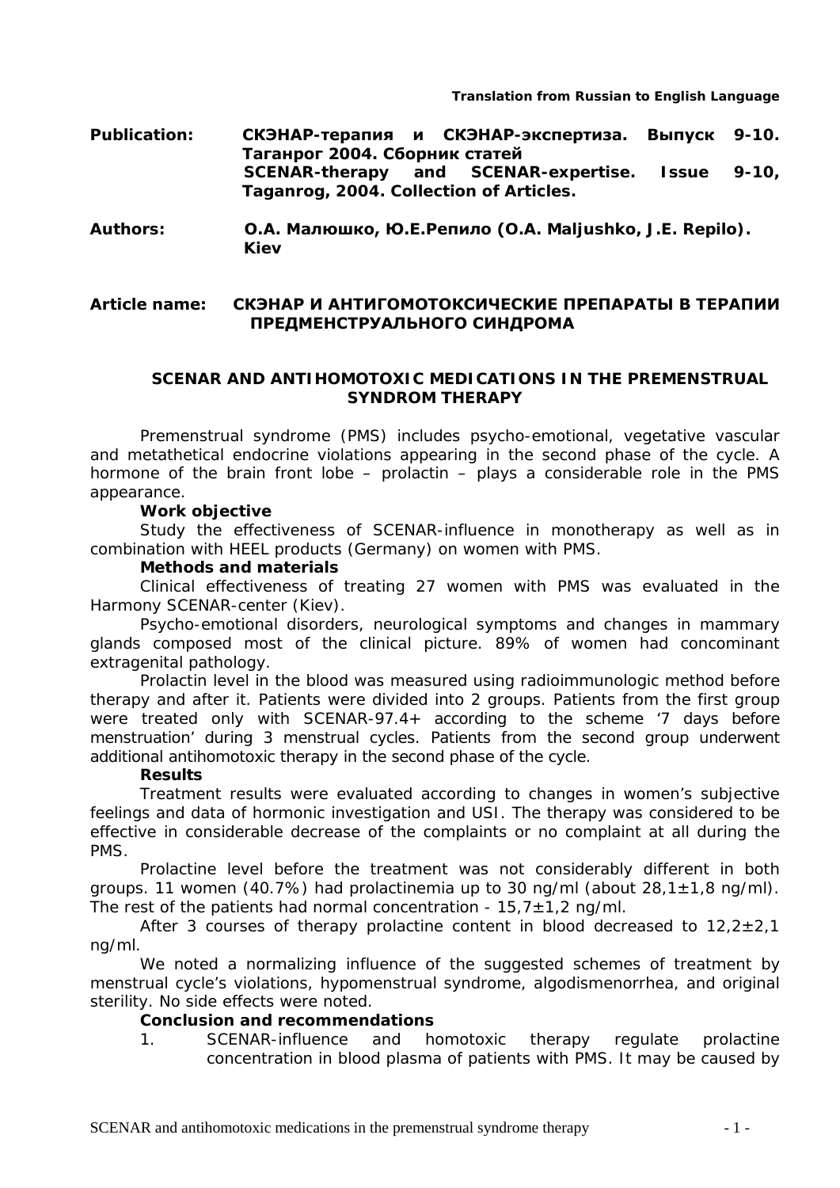**Translation from Russian to English Language**

**Publication:** **СКЭНАР-терапия и СКЭНАР-экспертиза. Выпуск 9-10. Таганрог 2004. Сборник статей**
**SCENAR-therapy and SCENAR-expertise. Issue 9-10, Taganrog, 2004. Collection of Articles.**

**Authors:** **О.А. Малюшко, Ю.Е.Репило (O.A. Maljushko, J.E. Repilo). Kiev**

**Article name:** **СКЭНАР И АНТИГОМОТОКСИЧЕСКИЕ ПРЕПАРАТЫ В ТЕРАПИИ ПРЕДМЕНСТРУАЛЬНОГО СИНДРОМА**

# SCENAR AND ANTIHOMOTOXIC MEDICATIONS IN THE PREMENSTRUAL SYNDROM THERAPY

Premenstrual syndrome (PMS) includes psycho-emotional, vegetative vascular and metathetical endocrine violations appearing in the second phase of the cycle. A hormone of the brain front lobe – prolactin – plays a considerable role in the PMS appearance.

**Work objective**

Study the effectiveness of SCENAR-influence in monotherapy as well as in combination with HEEL products (Germany) on women with PMS.

**Methods and materials**

Clinical effectiveness of treating 27 women with PMS was evaluated in the Harmony SCENAR-center (Kiev).

Psycho-emotional disorders, neurological symptoms and changes in mammary glands composed most of the clinical picture. 89% of women had concominant extragenital pathology.

Prolactin level in the blood was measured using radioimmunologic method before therapy and after it. Patients were divided into 2 groups. Patients from the first group were treated only with SCENAR-97.4+ according to the scheme '7 days before menstruation' during 3 menstrual cycles. Patients from the second group underwent additional antihomotoxic therapy in the second phase of the cycle.

**Results**

Treatment results were evaluated according to changes in women's subjective feelings and data of hormonic investigation and USI. The therapy was considered to be effective in considerable decrease of the complaints or no complaint at all during the PMS.

Prolactine level before the treatment was not considerably different in both groups. 11 women (40.7%) had prolactinemia up to 30 ng/ml (about 28,1±1,8 ng/ml). The rest of the patients had normal concentration - 15,7±1,2 ng/ml.

After 3 courses of therapy prolactine content in blood decreased to 12,2±2,1 ng/ml.

We noted a normalizing influence of the suggested schemes of treatment by menstrual cycle's violations, hypomenstrual syndrome, algodismenorrhea, and original sterility. No side effects were noted.

**Conclusion and recommendations**

1. SCENAR-influence and homotoxic therapy regulate prolactine concentration in blood plasma of patients with PMS. It may be caused by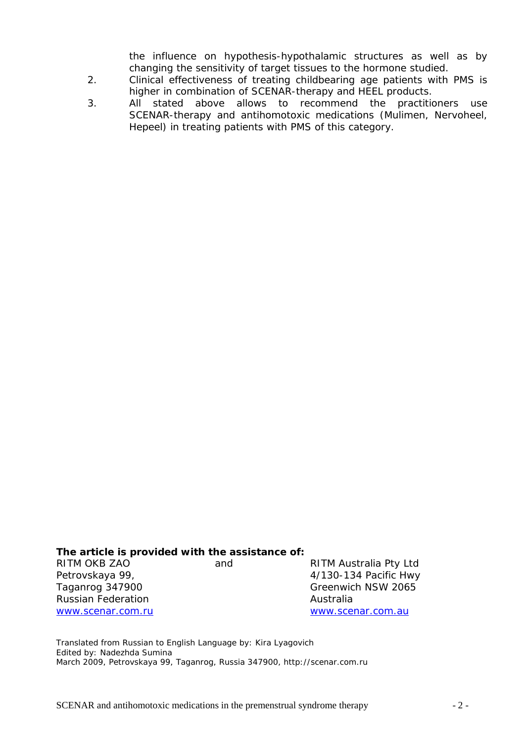the influence on hypothesis-hypothalamic structures as well as by changing the sensitivity of target tissues to the hormone studied.

2. Clinical effectiveness of treating childbearing age patients with PMS is higher in combination of SCENAR-therapy and HEEL products.
3. All stated above allows to recommend the practitioners use SCENAR-therapy and antihomotoxic medications (Mulimen, Nervoheel, Hepeel) in treating patients with PMS of this category.

**The article is provided with the assistance of:**

RITM OKB ZAO
Petrovskaya 99,
Taganrog 347900
Russian Federation
www.scenar.com.ru

and

RITM Australia Pty Ltd
4/130-134 Pacific Hwy
Greenwich NSW 2065
Australia
www.scenar.com.au

Translated from Russian to English Language by: Kira Lyagovich
Edited by: Nadezhda Sumina
March 2009, Petrovskaya 99, Taganrog, Russia 347900, http://scenar.com.ru